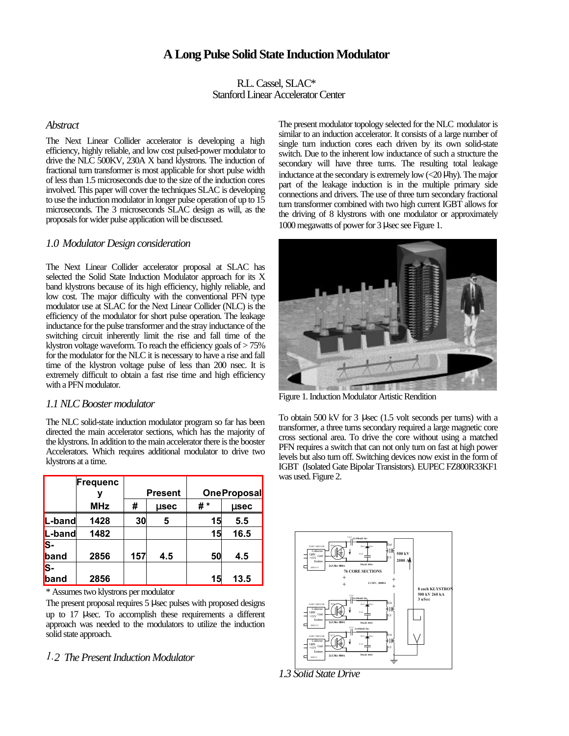# A Long Pulse Solid State Induction Modulator

R.L. Cassel, SLAC*
Stanford Linear Accelerator Center

### *Abstract*

The Next Linear Collider accelerator is developing a high efficiency, highly reliable, and low cost pulsed-power modulator to drive the NLC 500KV, 230A X band klystrons. The induction of fractional turn transformer is most applicable for short pulse width of less than 1.5 microseconds due to the size of the induction cores involved. This paper will cover the techniques SLAC is developing to use the induction modulator in longer pulse operation of up to 15 microseconds. The 3 microseconds SLAC design as will, as the proposals for wider pulse application will be discussed.

### *1.0 Modulator Design consideration*

The Next Linear Collider accelerator proposal at SLAC has selected the Solid State Induction Modulator approach for its X band klystrons because of its high efficiency, highly reliable, and low cost. The major difficulty with the conventional PFN type modulator use at SLAC for the Next Linear Collider (NLC) is the efficiency of the modulator for short pulse operation. The leakage inductance for the pulse transformer and the stray inductance of the switching circuit inherently limit the rise and fall time of the klystron voltage waveform. To reach the efficiency goals of > 75% for the modulator for the NLC it is necessary to have a rise and fall time of the klystron voltage pulse of less than 200 nsec. It is extremely difficult to obtain a fast rise time and high efficiency with a PFN modulator.

### *1.1 NLC Booster modulator*

The NLC solid-state induction modulator program so far has been directed the main accelerator sections, which has the majority of the klystrons. In addition to the main accelerator there is the booster Accelerators. Which requires additional modulator to drive two klystrons at a time.

| | Frequency | Present | | One Proposal | |
|---|---|---|---|---|---|
| | MHz | # | µsec | # * | µsec |
| L-band | 1428 | 30 | 5 | 15 | 5.5 |
| L-band | 1482 | | | 15 | 16.5 |
| S-band | 2856 | 157 | 4.5 | 50 | 4.5 |
| S-band | 2856 | | | 15 | 13.5 |

\* Assumes two klystrons per modulator

The present proposal requires 5 µsec pulses with proposed designs up to 17 µsec. To accomplish these requirements a different approach was needed to the modulators to utilize the induction solid state approach.

### *1.2 The Present Induction Modulator*

The present modulator topology selected for the NLC modulator is similar to an induction accelerator. It consists of a large number of single turn induction cores each driven by its own solid-state switch. Due to the inherent low inductance of such a structure the secondary will have three turns. The resulting total leakage inductance at the secondary is extremely low (<20 µhy). The major part of the leakage induction is in the multiple primary side connections and drivers. The use of three turn secondary fractional turn transformer combined with two high current IGBT allows for the driving of 8 klystrons with one modulator or approximately 1000 megawatts of power for 3 µsec see Figure 1.

Figure 1. Induction Modulator Artistic Rendition

To obtain 500 kV for 3 µsec (1.5 volt seconds per turns) with a transformer, a three turns secondary required a large magnetic core cross sectional area. To drive the core without using a matched PFN requires a switch that can not only turn on fast at high power levels but also turn off. Switching devices now exist in the form of IGBT (Isolated Gate Bipolar Transistors). EUPEC FZ800R33KF1 was used. Figure 2.

### *1.3 Solid State Drive*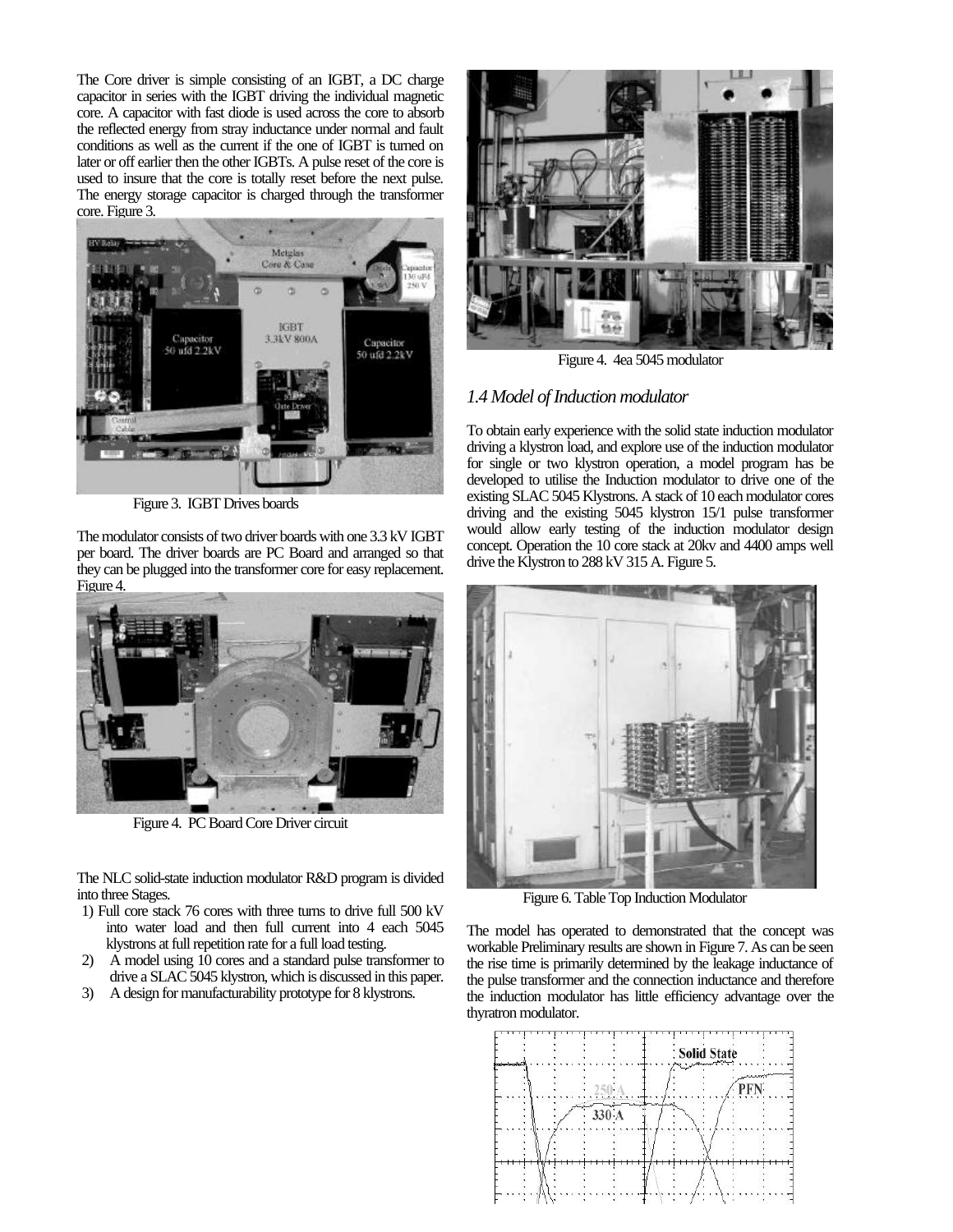The Core driver is simple consisting of an IGBT, a DC charge capacitor in series with the IGBT driving the individual magnetic core. A capacitor with fast diode is used across the core to absorb the reflected energy from stray inductance under normal and fault conditions as well as the current if the one of IGBT is turned on later or off earlier then the other IGBTs. A pulse reset of the core is used to insure that the core is totally reset before the next pulse. The energy storage capacitor is charged through the transformer core. Figure 3.

Figure 3. IGBT Drives boards

The modulator consists of two driver boards with one 3.3 kV IGBT per board. The driver boards are PC Board and arranged so that they can be plugged into the transformer core for easy replacement. Figure 4.

Figure 4. PC Board Core Driver circuit

The NLC solid-state induction modulator R&D program is divided into three Stages.

1) Full core stack 76 cores with three turns to drive full 500 kV into water load and then full current into 4 each 5045 klystrons at full repetition rate for a full load testing.
2) A model using 10 cores and a standard pulse transformer to drive a SLAC 5045 klystron, which is discussed in this paper.
3) A design for manufacturability prototype for 8 klystrons.

Figure 4. 4ea 5045 modulator

## *1.4 Model of Induction modulator*

To obtain early experience with the solid state induction modulator driving a klystron load, and explore use of the induction modulator for single or two klystron operation, a model program has be developed to utilise the Induction modulator to drive one of the existing SLAC 5045 Klystrons. A stack of 10 each modulator cores driving and the existing 5045 klystron 15/1 pulse transformer would allow early testing of the induction modulator design concept. Operation the 10 core stack at 20kv and 4400 amps well drive the Klystron to 288 kV 315 A. Figure 5.

Figure 6. Table Top Induction Modulator

The model has operated to demonstrated that the concept was workable Preliminary results are shown in Figure 7. As can be seen the rise time is primarily determined by the leakage inductance of the pulse transformer and the connection inductance and therefore the induction modulator has little efficiency advantage over the thyratron modulator.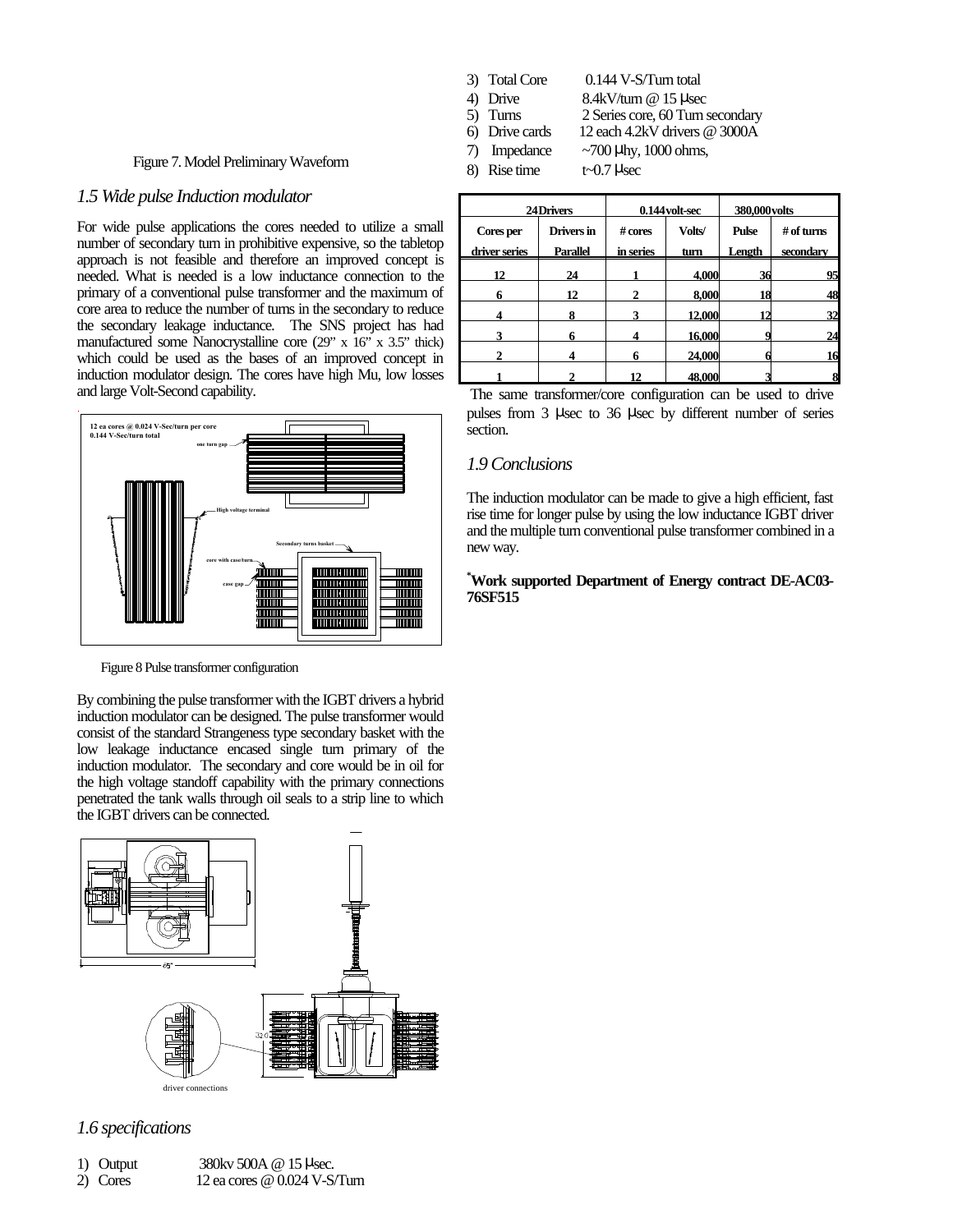Figure 7. Model Preliminary Waveform

## 1.5 Wide pulse Induction modulator

For wide pulse applications the cores needed to utilize a small number of secondary turn in prohibitive expensive, so the tabletop approach is not feasible and therefore an improved concept is needed. What is needed is a low inductance connection to the primary of a conventional pulse transformer and the maximum of core area to reduce the number of turns in the secondary to reduce the secondary leakage inductance. The SNS project has had manufactured some Nanocrystalline core (29" x 16" x 3.5" thick) which could be used as the bases of an improved concept in induction modulator design. The cores have high Mu, low losses and large Volt-Second capability.

12 ea cores @ 0.024 V-Sec/turn per core
0.144 V-Sec/turn total
one turn gap
High voltage terminal
Secondary turns basket
core with case/turn
case gap

Figure 8 Pulse transformer configuration

By combining the pulse transformer with the IGBT drivers a hybrid induction modulator can be designed. The pulse transformer would consist of the standard Strangeness type secondary basket with the low leakage inductance encased single turn primary of the induction modulator. The secondary and core would be in oil for the high voltage standoff capability with the primary connections penetrated the tank walls through oil seals to a strip line to which the IGBT drivers can be connected.

65"
32.0
driver connections

## 1.6 specifications

1) Output 380kv 500A @ 15 μsec.
2) Cores 12 ea cores @ 0.024 V-S/Turn
3) Total Core 0.144 V-S/Turn total
4) Drive 8.4kV/turn @ 15 μsec
5) Turns 2 Series core, 60 Turn secondary
6) Drive cards 12 each 4.2kV drivers @ 3000A
7) Impedance ~700 μhy, 1000 ohms,
8) Rise time t~0.7 μsec

| 24 Drivers | | 0.144 volt-sec | | 380,000 volts | |
|---|---|---|---|---|---|
| Cores per driver series | Drivers in Parallel | # cores in series | Volts/ turn | Pulse Length | # of turns secondary |
| 12 | 24 | 1 | 4,000 | 36 | 95 |
| 6 | 12 | 2 | 8,000 | 18 | 48 |
| 4 | 8 | 3 | 12,000 | 12 | 32 |
| 3 | 6 | 4 | 16,000 | 9 | 24 |
| 2 | 4 | 6 | 24,000 | 6 | 16 |
| 1 | 2 | 12 | 48,000 | 3 | 8 |

The same transformer/core configuration can be used to drive pulses from 3 μsec to 36 μsec by different number of series section.

## 1.9 Conclusions

The induction modulator can be made to give a high efficient, fast rise time for longer pulse by using the low inductance IGBT driver and the multiple turn conventional pulse transformer combined in a new way.

**[*]Work supported Department of Energy contract DE-AC03-76SF515**